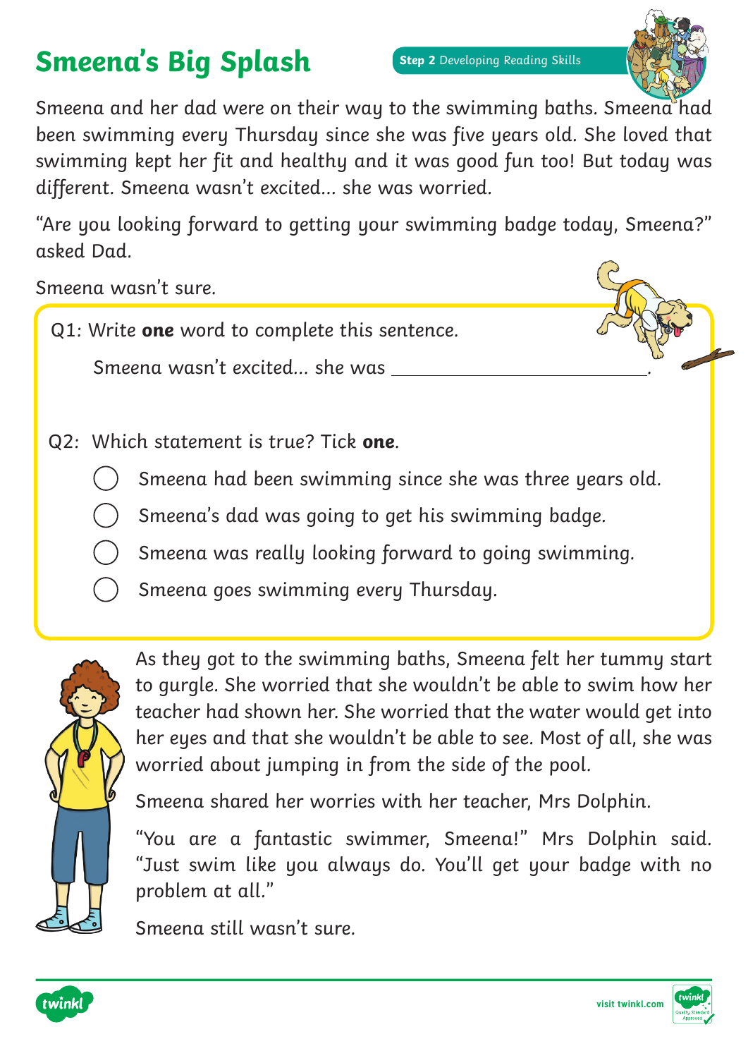# Smeena's Big Splash

**Step 2** Developing Reading Skills

Smeena and her dad were on their way to the swimming baths. Smeena had been swimming every Thursday since she was five years old. She loved that swimming kept her fit and healthy and it was good fun too! But today was different. Smeena wasn't excited... she was worried.

"Are you looking forward to getting your swimming badge today, Smeena?" asked Dad.

Smeena wasn't sure.

Q1: Write **one** word to complete this sentence.

Smeena wasn't excited... she was ______________________.

Q2: Which statement is true? Tick **one**.

- ◯ Smeena had been swimming since she was three years old.
- ◯ Smeena's dad was going to get his swimming badge.
- ◯ Smeena was really looking forward to going swimming.
- ◯ Smeena goes swimming every Thursday.

As they got to the swimming baths, Smeena felt her tummy start to gurgle. She worried that she wouldn't be able to swim how her teacher had shown her. She worried that the water would get into her eyes and that she wouldn't be able to see. Most of all, she was worried about jumping in from the side of the pool.

Smeena shared her worries with her teacher, Mrs Dolphin.

"You are a fantastic swimmer, Smeena!" Mrs Dolphin said. "Just swim like you always do. You'll get your badge with no problem at all."

Smeena still wasn't sure.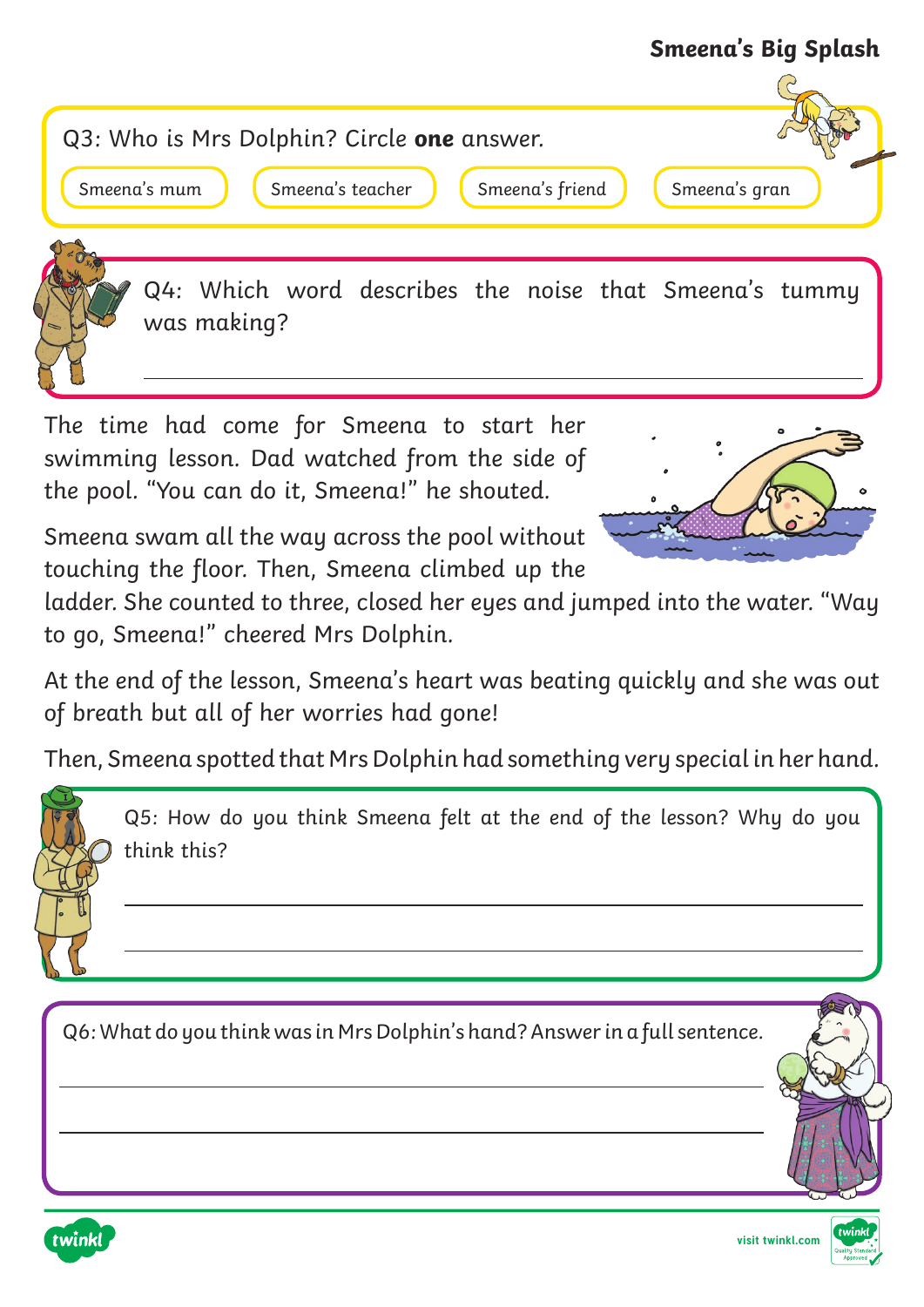## Smeena's Big Splash

Q3: Who is Mrs Dolphin? Circle **one** answer.

Smeena's mum | Smeena's teacher | Smeena's friend | Smeena's gran

Q4: Which word describes the noise that Smeena's tummy was making?

\_\_\_\_\_\_\_\_\_\_\_\_\_\_\_\_\_\_\_\_\_\_\_\_\_\_\_\_\_\_\_\_\_\_\_\_\_\_\_\_

The time had come for Smeena to start her swimming lesson. Dad watched from the side of the pool. "You can do it, Smeena!" he shouted.

Smeena swam all the way across the pool without touching the floor. Then, Smeena climbed up the ladder. She counted to three, closed her eyes and jumped into the water. "Way to go, Smeena!" cheered Mrs Dolphin.

At the end of the lesson, Smeena's heart was beating quickly and she was out of breath but all of her worries had gone!

Then, Smeena spotted that Mrs Dolphin had something very special in her hand.

Q5: How do you think Smeena felt at the end of the lesson? Why do you think this?

\_\_\_\_\_\_\_\_\_\_\_\_\_\_\_\_\_\_\_\_\_\_\_\_\_\_\_\_\_\_\_\_\_\_\_\_\_\_\_\_

\_\_\_\_\_\_\_\_\_\_\_\_\_\_\_\_\_\_\_\_\_\_\_\_\_\_\_\_\_\_\_\_\_\_\_\_\_\_\_\_

Q6: What do you think was in Mrs Dolphin's hand? Answer in a full sentence.

\_\_\_\_\_\_\_\_\_\_\_\_\_\_\_\_\_\_\_\_\_\_\_\_\_\_\_\_\_\_\_\_\_\_\_\_\_\_\_\_

\_\_\_\_\_\_\_\_\_\_\_\_\_\_\_\_\_\_\_\_\_\_\_\_\_\_\_\_\_\_\_\_\_\_\_\_\_\_\_\_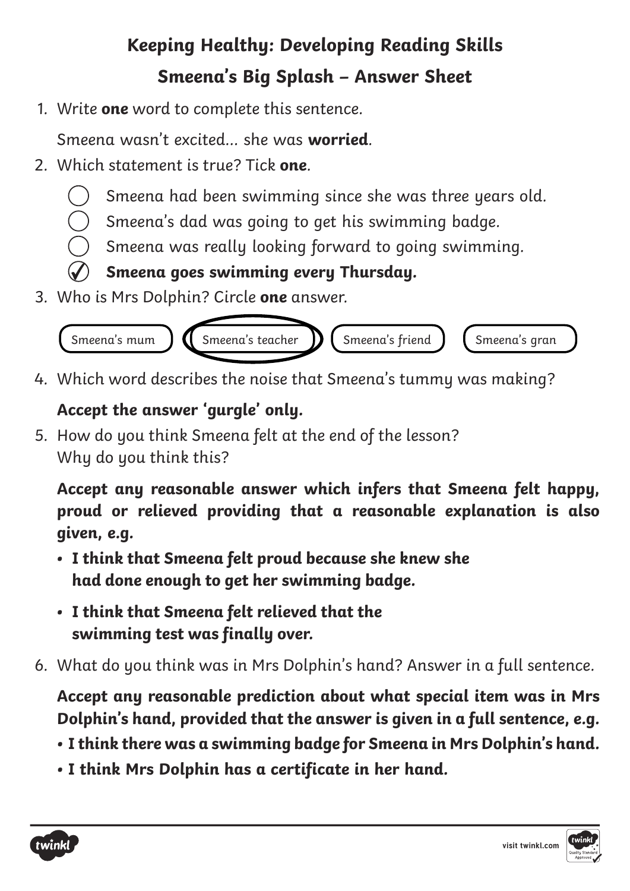## Keeping Healthy: Developing Reading Skills

## Smeena's Big Splash – Answer Sheet

1. Write **one** word to complete this sentence.

   Smeena wasn't excited... she was **worried**.

2. Which statement is true? Tick **one**.

   - ◯ Smeena had been swimming since she was three years old.
   - ◯ Smeena's dad was going to get his swimming badge.
   - ◯ Smeena was really looking forward to going swimming.
   - ✓ **Smeena goes swimming every Thursday.**

3. Who is Mrs Dolphin? Circle **one** answer.

   Smeena's mum | **(Smeena's teacher)** | Smeena's friend | Smeena's gran

4. Which word describes the noise that Smeena's tummy was making?

   **Accept the answer 'gurgle' only.**

5. How do you think Smeena felt at the end of the lesson?
   Why do you think this?

   **Accept any reasonable answer which infers that Smeena felt happy, proud or relieved providing that a reasonable explanation is also given, e.g.**

   - ***I think that Smeena felt proud because she knew she had done enough to get her swimming badge.***
   - ***I think that Smeena felt relieved that the swimming test was finally over.***

6. What do you think was in Mrs Dolphin's hand? Answer in a full sentence.

   **Accept any reasonable prediction about what special item was in Mrs Dolphin's hand, provided that the answer is given in a full sentence, e.g.**

   - ***I think there was a swimming badge for Smeena in Mrs Dolphin's hand.***
   - ***I think Mrs Dolphin has a certificate in her hand.***